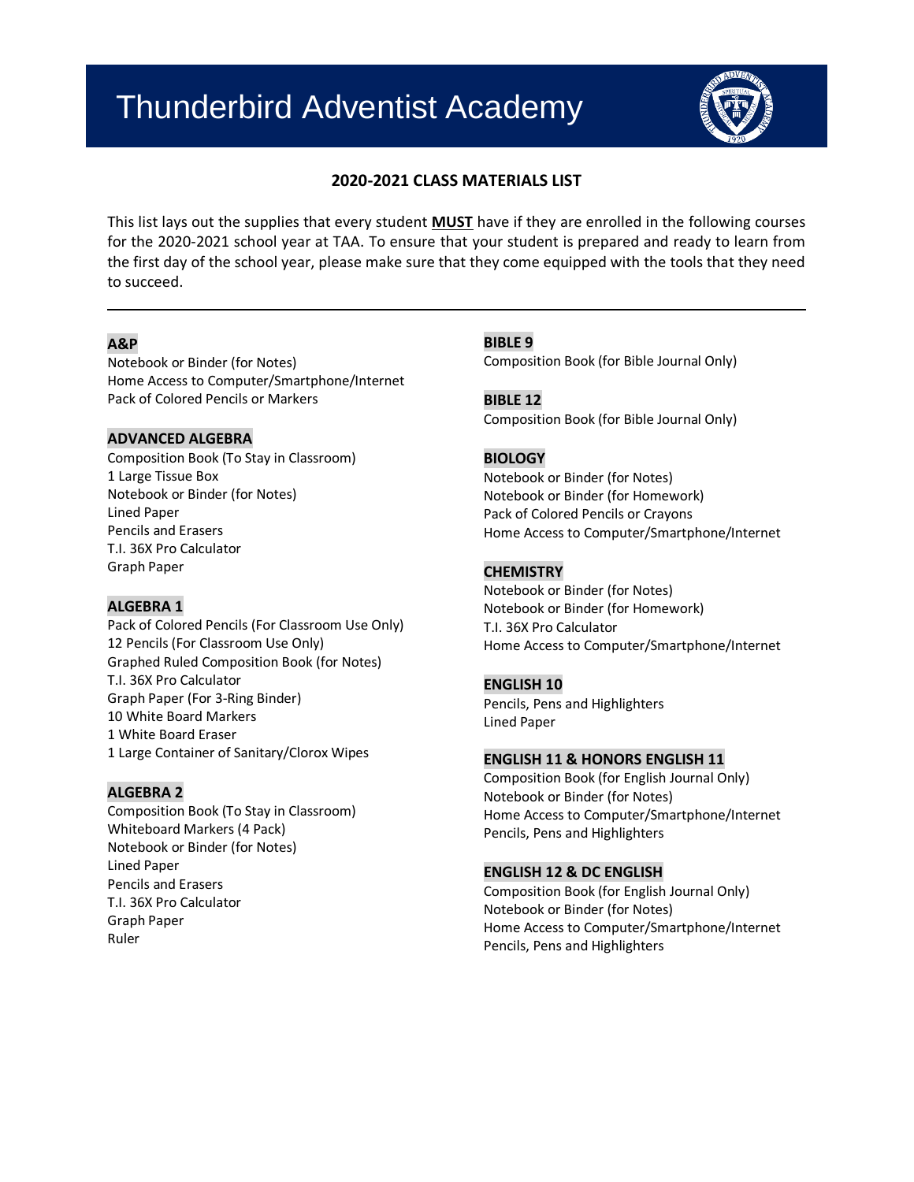# Thunderbird Adventist Academy

## 2020-2021 CLASS MATERIALS LIST

This list lays out the supplies that every student **MUST** have if they are enrolled in the following courses for the 2020-2021 school year at TAA. To ensure that your student is prepared and ready to learn from the first day of the school year, please make sure that they come equipped with the tools that they need to succeed.

---

### A&P
Notebook or Binder (for Notes)
Home Access to Computer/Smartphone/Internet
Pack of Colored Pencils or Markers

### ADVANCED ALGEBRA
Composition Book (To Stay in Classroom)
1 Large Tissue Box
Notebook or Binder (for Notes)
Lined Paper
Pencils and Erasers
T.I. 36X Pro Calculator
Graph Paper

### ALGEBRA 1
Pack of Colored Pencils (For Classroom Use Only)
12 Pencils (For Classroom Use Only)
Graphed Ruled Composition Book (for Notes)
T.I. 36X Pro Calculator
Graph Paper (For 3-Ring Binder)
10 White Board Markers
1 White Board Eraser
1 Large Container of Sanitary/Clorox Wipes

### ALGEBRA 2
Composition Book (To Stay in Classroom)
Whiteboard Markers (4 Pack)
Notebook or Binder (for Notes)
Lined Paper
Pencils and Erasers
T.I. 36X Pro Calculator
Graph Paper
Ruler

### BIBLE 9
Composition Book (for Bible Journal Only)

### BIBLE 12
Composition Book (for Bible Journal Only)

### BIOLOGY
Notebook or Binder (for Notes)
Notebook or Binder (for Homework)
Pack of Colored Pencils or Crayons
Home Access to Computer/Smartphone/Internet

### CHEMISTRY
Notebook or Binder (for Notes)
Notebook or Binder (for Homework)
T.I. 36X Pro Calculator
Home Access to Computer/Smartphone/Internet

### ENGLISH 10
Pencils, Pens and Highlighters
Lined Paper

### ENGLISH 11 & HONORS ENGLISH 11
Composition Book (for English Journal Only)
Notebook or Binder (for Notes)
Home Access to Computer/Smartphone/Internet
Pencils, Pens and Highlighters

### ENGLISH 12 & DC ENGLISH
Composition Book (for English Journal Only)
Notebook or Binder (for Notes)
Home Access to Computer/Smartphone/Internet
Pencils, Pens and Highlighters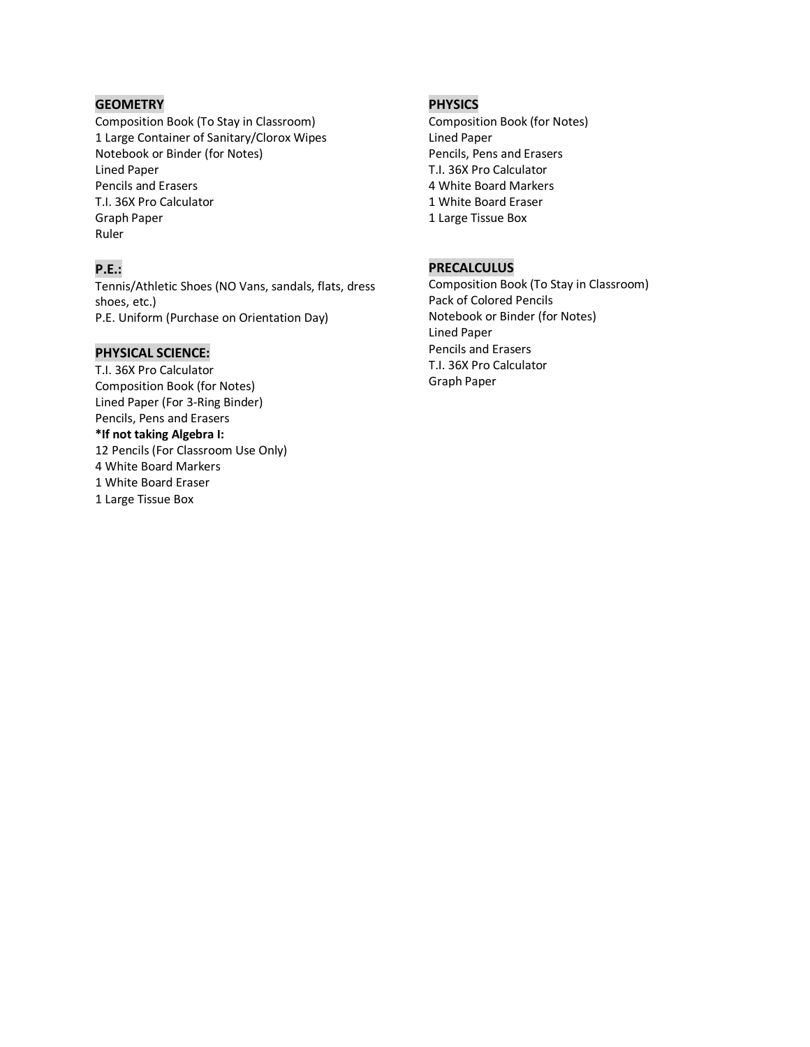## GEOMETRY

Composition Book (To Stay in Classroom)
1 Large Container of Sanitary/Clorox Wipes
Notebook or Binder (for Notes)
Lined Paper
Pencils and Erasers
T.I. 36X Pro Calculator
Graph Paper
Ruler

## P.E.:

Tennis/Athletic Shoes (NO Vans, sandals, flats, dress shoes, etc.)
P.E. Uniform (Purchase on Orientation Day)

## PHYSICAL SCIENCE:

T.I. 36X Pro Calculator
Composition Book (for Notes)
Lined Paper (For 3-Ring Binder)
Pencils, Pens and Erasers
**\*If not taking Algebra I:**
12 Pencils (For Classroom Use Only)
4 White Board Markers
1 White Board Eraser
1 Large Tissue Box

## PHYSICS

Composition Book (for Notes)
Lined Paper
Pencils, Pens and Erasers
T.I. 36X Pro Calculator
4 White Board Markers
1 White Board Eraser
1 Large Tissue Box

## PRECALCULUS

Composition Book (To Stay in Classroom)
Pack of Colored Pencils
Notebook or Binder (for Notes)
Lined Paper
Pencils and Erasers
T.I. 36X Pro Calculator
Graph Paper